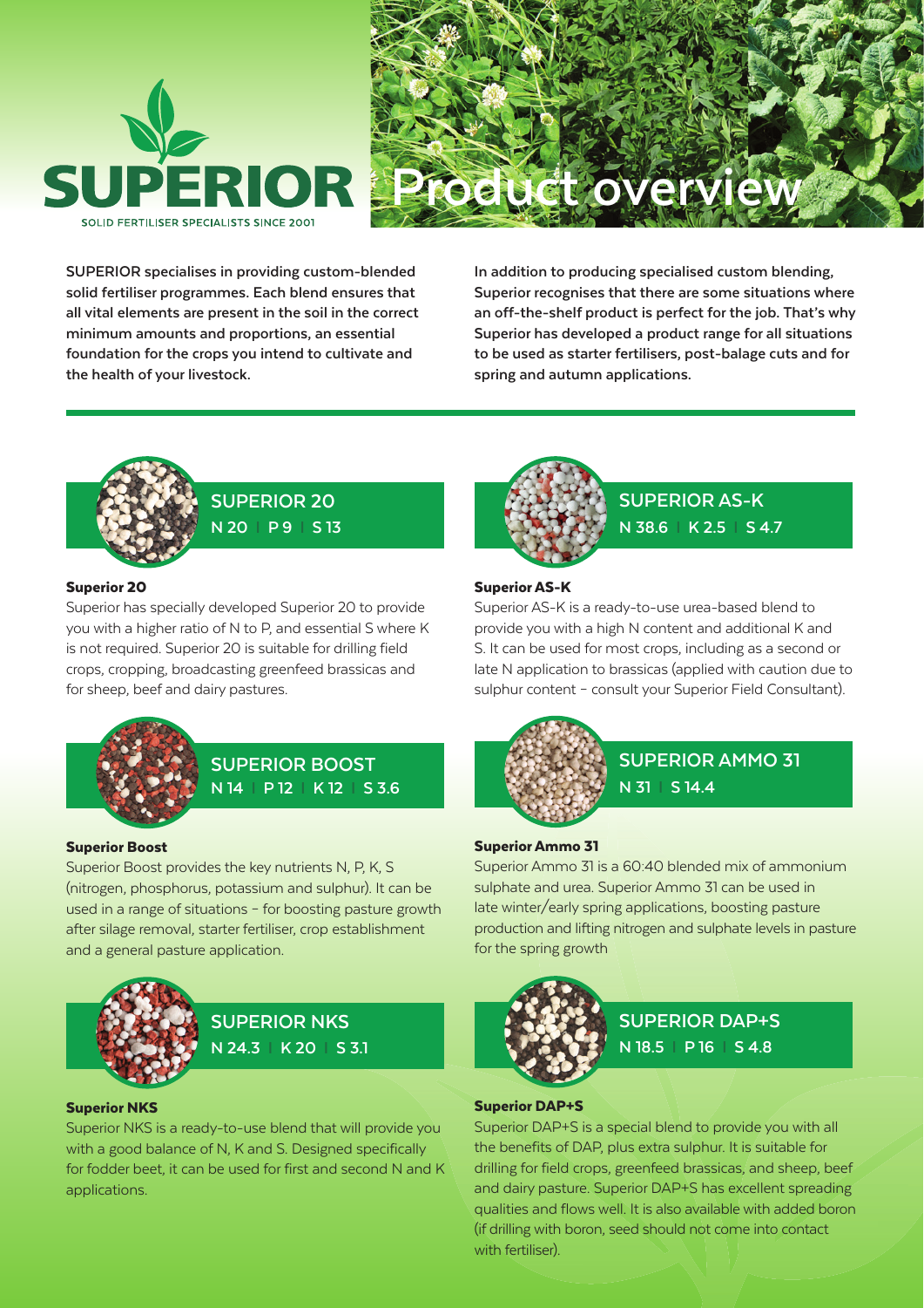# SUPERIOR

SOLID FERTILISER SPECIALISTS SINCE 2001

# Product overview

**SUPERIOR specialises in providing custom-blended solid fertiliser programmes. Each blend ensures that all vital elements are present in the soil in the correct minimum amounts and proportions, an essential foundation for the crops you intend to cultivate and the health of your livestock.**

**In addition to producing specialised custom blending, Superior recognises that there are some situations where an off-the-shelf product is perfect for the job. That's why Superior has developed a product range for all situations to be used as starter fertilisers, post-balage cuts and for spring and autumn applications.**

## SUPERIOR 20

N 20 | P 9 | S 13

### Superior 20

Superior has specially developed Superior 20 to provide you with a higher ratio of N to P, and essential S where K is not required. Superior 20 is suitable for drilling field crops, cropping, broadcasting greenfeed brassicas and for sheep, beef and dairy pastures.

## SUPERIOR BOOST

N 14 | P 12 | K 12 | S 3.6

### Superior Boost

Superior Boost provides the key nutrients N, P, K, S (nitrogen, phosphorus, potassium and sulphur). It can be used in a range of situations – for boosting pasture growth after silage removal, starter fertiliser, crop establishment and a general pasture application.

## SUPERIOR NKS

N 24.3 | K 20 | S 3.1

### Superior NKS

Superior NKS is a ready-to-use blend that will provide you with a good balance of N, K and S. Designed specifically for fodder beet, it can be used for first and second N and K applications.

## SUPERIOR AS-K

N 38.6 | K 2.5 | S 4.7

### Superior AS-K

Superior AS-K is a ready-to-use urea-based blend to provide you with a high N content and additional K and S. It can be used for most crops, including as a second or late N application to brassicas (applied with caution due to sulphur content – consult your Superior Field Consultant).

## SUPERIOR AMMO 31

N 31 | S 14.4

### Superior Ammo 31

Superior Ammo 31 is a 60:40 blended mix of ammonium sulphate and urea. Superior Ammo 31 can be used in late winter/early spring applications, boosting pasture production and lifting nitrogen and sulphate levels in pasture for the spring growth

## SUPERIOR DAP+S

N 18.5 | P 16 | S 4.8

### Superior DAP+S

Superior DAP+S is a special blend to provide you with all the benefits of DAP, plus extra sulphur. It is suitable for drilling for field crops, greenfeed brassicas, and sheep, beef and dairy pasture. Superior DAP+S has excellent spreading qualities and flows well. It is also available with added boron (if drilling with boron, seed should not come into contact with fertiliser).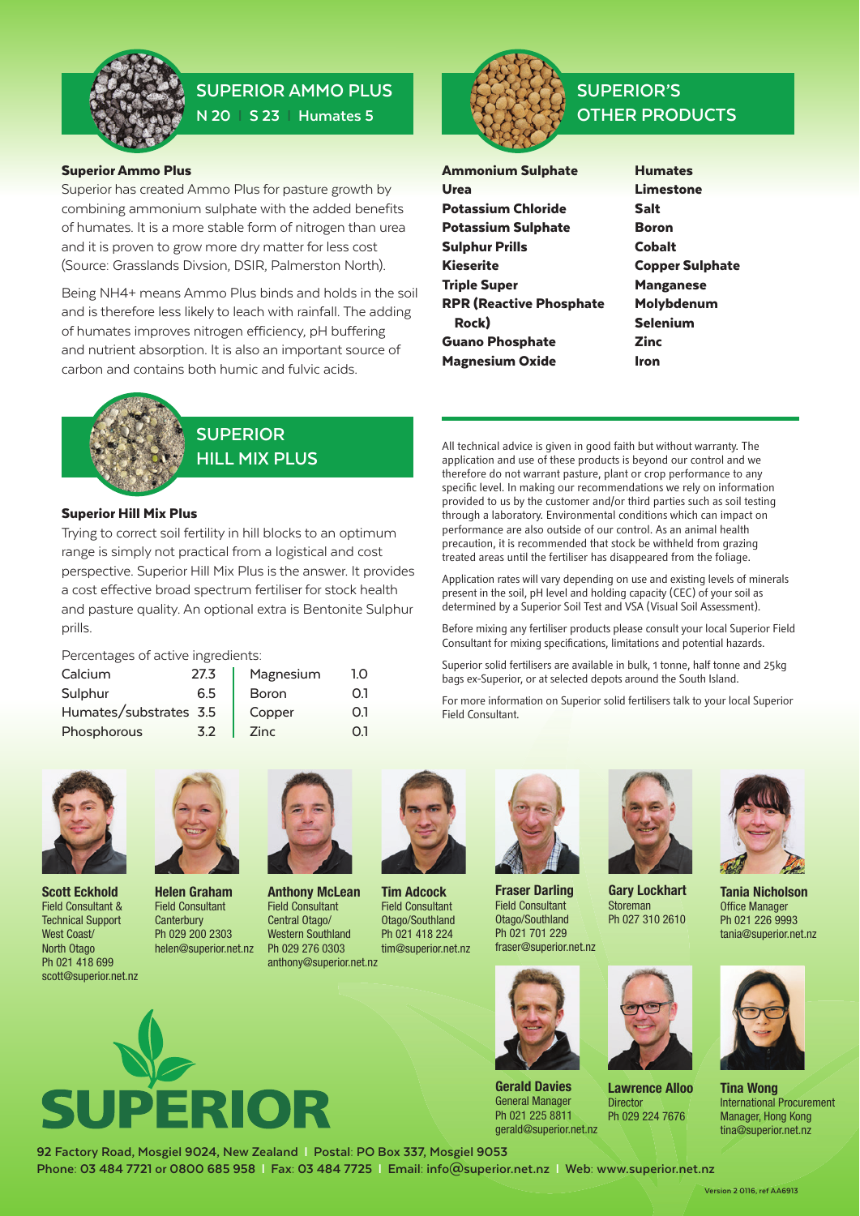## SUPERIOR AMMO PLUS

N 20 | S 23 | Humates 5

**Superior Ammo Plus**

Superior has created Ammo Plus for pasture growth by combining ammonium sulphate with the added benefits of humates. It is a more stable form of nitrogen than urea and it is proven to grow more dry matter for less cost (Source: Grasslands Divsion, DSIR, Palmerston North).

Being NH4+ means Ammo Plus binds and holds in the soil and is therefore less likely to leach with rainfall. The adding of humates improves nitrogen efficiency, pH buffering and nutrient absorption. It is also an important source of carbon and contains both humic and fulvic acids.

## SUPERIOR HILL MIX PLUS

**Superior Hill Mix Plus**

Trying to correct soil fertility in hill blocks to an optimum range is simply not practical from a logistical and cost perspective. Superior Hill Mix Plus is the answer. It provides a cost effective broad spectrum fertiliser for stock health and pasture quality. An optional extra is Bentonite Sulphur prills.

Percentages of active ingredients:

| | | | |
|---|---|---|---|
| Calcium | 27.3 | Magnesium | 1.0 |
| Sulphur | 6.5 | Boron | 0.1 |
| Humates/substrates | 3.5 | Copper | 0.1 |
| Phosphorous | 3.2 | Zinc | 0.1 |

## SUPERIOR'S OTHER PRODUCTS

- **Ammonium Sulphate**
- **Urea**
- **Potassium Chloride**
- **Potassium Sulphate**
- **Sulphur Prills**
- **Kieserite**
- **Triple Super**
- **RPR (Reactive Phosphate Rock)**
- **Guano Phosphate**
- **Magnesium Oxide**
- **Humates**
- **Limestone**
- **Salt**
- **Boron**
- **Cobalt**
- **Copper Sulphate**
- **Manganese**
- **Molybdenum**
- **Selenium**
- **Zinc**
- **Iron**

All technical advice is given in good faith but without warranty. The application and use of these products is beyond our control and we therefore do not warrant pasture, plant or crop performance to any specific level. In making our recommendations we rely on information provided to us by the customer and/or third parties such as soil testing through a laboratory. Environmental conditions which can impact on performance are also outside of our control. As an animal health precaution, it is recommended that stock be withheld from grazing treated areas until the fertiliser has disappeared from the foliage.

Application rates will vary depending on use and existing levels of minerals present in the soil, pH level and holding capacity (CEC) of your soil as determined by a Superior Soil Test and VSA (Visual Soil Assessment).

Before mixing any fertiliser products please consult your local Superior Field Consultant for mixing specifications, limitations and potential hazards.

Superior solid fertilisers are available in bulk, 1 tonne, half tonne and 25kg bags ex-Superior, or at selected depots around the South Island.

For more information on Superior solid fertilisers talk to your local Superior Field Consultant.

**Scott Eckhold**
Field Consultant & Technical Support
West Coast/North Otago
Ph 021 418 699
scott@superior.net.nz

**Helen Graham**
Field Consultant
Canterbury
Ph 029 200 2303
helen@superior.net.nz

**Anthony McLean**
Field Consultant
Central Otago/Western Southland
Ph 029 276 0303
anthony@superior.net.nz

**Tim Adcock**
Field Consultant
Otago/Southland
Ph 021 418 224
tim@superior.net.nz

**Fraser Darling**
Field Consultant
Otago/Southland
Ph 021 701 229
fraser@superior.net.nz

**Gary Lockhart**
Storeman
Ph 027 310 2610

**Tania Nicholson**
Office Manager
Ph 021 226 9993
tania@superior.net.nz

**Gerald Davies**
General Manager
Ph 021 225 8811
gerald@superior.net.nz

**Lawrence Alloo**
Director
Ph 029 224 7676

**Tina Wong**
International Procurement Manager, Hong Kong
tina@superior.net.nz

SUPERIOR

92 Factory Road, Mosgiel 9024, New Zealand | Postal: PO Box 337, Mosgiel 9053
Phone: 03 484 7721 or 0800 685 958 | Fax: 03 484 7725 | Email: info@superior.net.nz | Web: www.superior.net.nz

Version 2 0116, ref AA6913